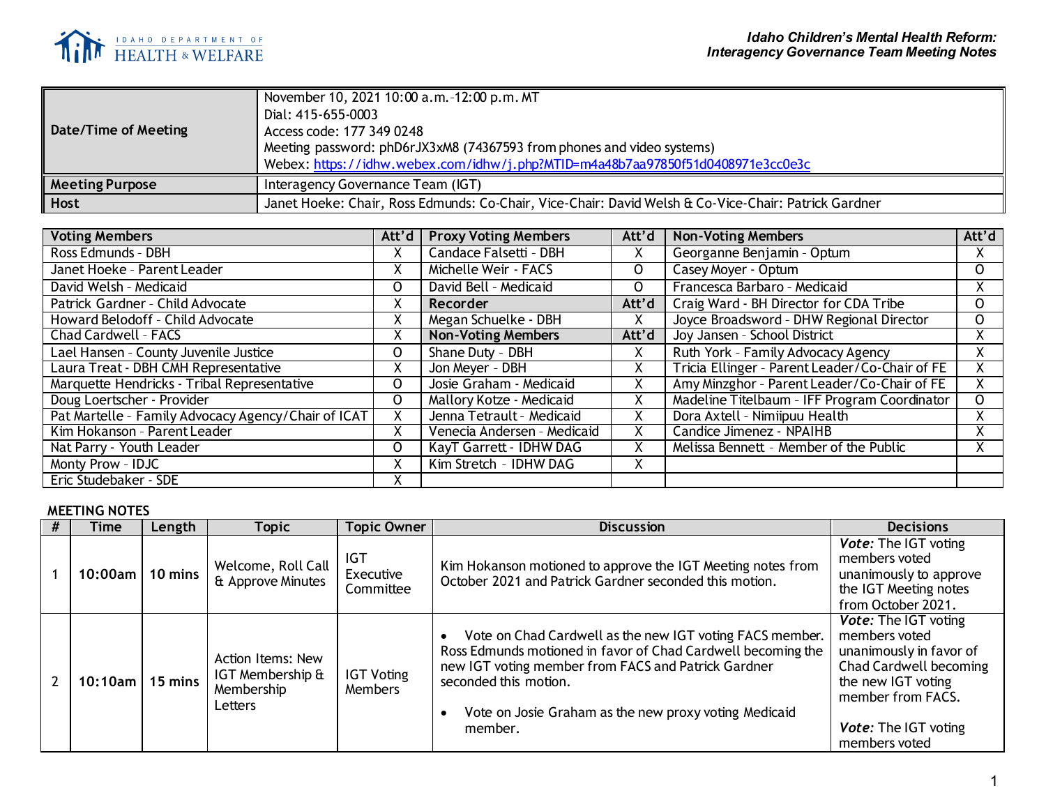# Idaho Children's Mental Health Reform: Interagency Governance Team Meeting Notes

| | |
|---|---|
| **Date/Time of Meeting** | November 10, 2021 10:00 a.m.–12:00 p.m. MT<br>Dial: 415-655-0003<br>Access code: 177 349 0248<br>Meeting password: phD6rJX3xM8 (74367593 from phones and video systems)<br>Webex: https://idhw.webex.com/idhw/j.php?MTID=m4a48b7aa97850f51d0408971e3cc0e3c |
| **Meeting Purpose** | Interagency Governance Team (IGT) |
| **Host** | Janet Hoeke: Chair, Ross Edmunds: Co-Chair, Vice-Chair: David Welsh & Co-Vice-Chair: Patrick Gardner |

| Voting Members | Att'd | Proxy Voting Members | Att'd | Non-Voting Members | Att'd |
|---|---|---|---|---|---|
| Ross Edmunds - DBH | X | Candace Falsetti - DBH | X | Georganne Benjamin - Optum | X |
| Janet Hoeke - Parent Leader | X | Michelle Weir - FACS | O | Casey Moyer - Optum | O |
| David Welsh - Medicaid | O | David Bell - Medicaid | O | Francesca Barbaro - Medicaid | X |
| Patrick Gardner - Child Advocate | X | **Recorder** | **Att'd** | Craig Ward - BH Director for CDA Tribe | O |
| Howard Belodoff - Child Advocate | X | Megan Schuelke - DBH | X | Joyce Broadsword - DHW Regional Director | O |
| Chad Cardwell - FACS | X | **Non-Voting Members** | **Att'd** | Joy Jansen - School District | X |
| Lael Hansen - County Juvenile Justice | O | Shane Duty - DBH | X | Ruth York - Family Advocacy Agency | X |
| Laura Treat - DBH CMH Representative | X | Jon Meyer - DBH | X | Tricia Ellinger - Parent Leader/Co-Chair of FE | X |
| Marquette Hendricks - Tribal Representative | O | Josie Graham - Medicaid | X | Amy Minzghor - Parent Leader/Co-Chair of FE | X |
| Doug Loertscher - Provider | O | Mallory Kotze - Medicaid | X | Madeline Titelbaum - IFF Program Coordinator | O |
| Pat Martelle - Family Advocacy Agency/Chair of ICAT | X | Jenna Tetrault - Medicaid | X | Dora Axtell - Nimiipuu Health | X |
| Kim Hokanson - Parent Leader | X | Venecia Andersen - Medicaid | X | Candice Jimenez - NPAIHB | X |
| Nat Parry - Youth Leader | O | KayT Garrett - IDHW DAG | X | Melissa Bennett - Member of the Public | X |
| Monty Prow - IDJC | X | Kim Stretch - IDHW DAG | X | | |
| Eric Studebaker - SDE | X | | | | |

## MEETING NOTES

| # | Time | Length | Topic | Topic Owner | Discussion | Decisions |
|---|---|---|---|---|---|---|
| 1 | 10:00am | 10 mins | Welcome, Roll Call & Approve Minutes | IGT Executive Committee | Kim Hokanson motioned to approve the IGT Meeting notes from October 2021 and Patrick Gardner seconded this motion. | ***Vote:*** The IGT voting members voted unanimously to approve the IGT Meeting notes from October 2021. |
| 2 | 10:10am | 15 mins | Action Items: New IGT Membership & Membership Letters | IGT Voting Members | • Vote on Chad Cardwell as the new IGT voting FACS member. Ross Edmunds motioned in favor of Chad Cardwell becoming the new IGT voting member from FACS and Patrick Gardner seconded this motion.<br><br>• Vote on Josie Graham as the new proxy voting Medicaid member. | ***Vote:*** The IGT voting members voted unanimously in favor of Chad Cardwell becoming the new IGT voting member from FACS.<br><br>***Vote:*** The IGT voting members voted |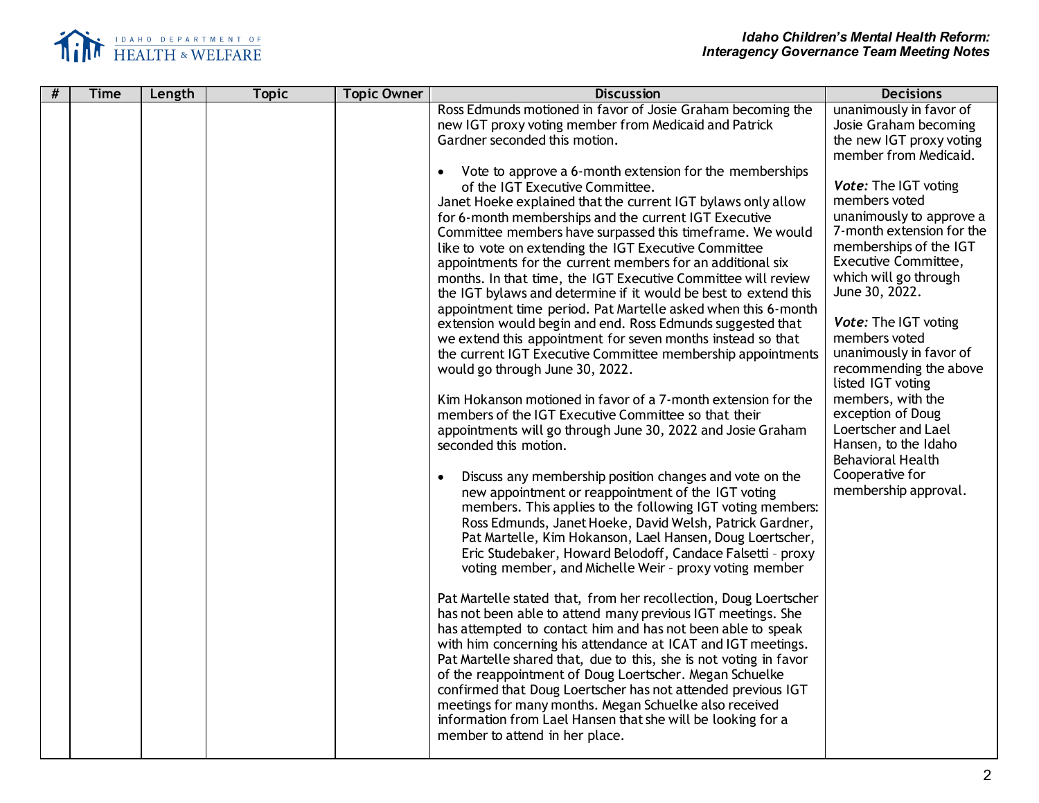| # | Time | Length | Topic | Topic Owner | Discussion | Decisions |
|---|---|---|---|---|---|---|
| | | | | | Ross Edmunds motioned in favor of Josie Graham becoming the new IGT proxy voting member from Medicaid and Patrick Gardner seconded this motion.<br><br>• Vote to approve a 6-month extension for the memberships of the IGT Executive Committee.<br>Janet Hoeke explained that the current IGT bylaws only allow for 6-month memberships and the current IGT Executive Committee members have surpassed this timeframe. We would like to vote on extending the IGT Executive Committee appointments for the current members for an additional six months. In that time, the IGT Executive Committee will review the IGT bylaws and determine if it would be best to extend this appointment time period. Pat Martelle asked when this 6-month extension would begin and end. Ross Edmunds suggested that we extend this appointment for seven months instead so that the current IGT Executive Committee membership appointments would go through June 30, 2022.<br><br>Kim Hokanson motioned in favor of a 7-month extension for the members of the IGT Executive Committee so that their appointments will go through June 30, 2022 and Josie Graham seconded this motion.<br><br>• Discuss any membership position changes and vote on the new appointment or reappointment of the IGT voting members. This applies to the following IGT voting members: Ross Edmunds, Janet Hoeke, David Welsh, Patrick Gardner, Pat Martelle, Kim Hokanson, Lael Hansen, Doug Loertscher, Eric Studebaker, Howard Belodoff, Candace Falsetti – proxy voting member, and Michelle Weir – proxy voting member<br><br>Pat Martelle stated that, from her recollection, Doug Loertscher has not been able to attend many previous IGT meetings. She has attempted to contact him and has not been able to speak with him concerning his attendance at ICAT and IGT meetings. Pat Martelle shared that, due to this, she is not voting in favor of the reappointment of Doug Loertscher. Megan Schuelke confirmed that Doug Loertscher has not attended previous IGT meetings for many months. Megan Schuelke also received information from Lael Hansen that she will be looking for a member to attend in her place. | unanimously in favor of Josie Graham becoming the new IGT proxy voting member from Medicaid.<br><br>***Vote:*** The IGT voting members voted unanimously to approve a 7-month extension for the memberships of the IGT Executive Committee, which will go through June 30, 2022.<br><br>***Vote:*** The IGT voting members voted unanimously in favor of recommending the above listed IGT voting members, with the exception of Doug Loertscher and Lael Hansen, to the Idaho Behavioral Health Cooperative for membership approval. |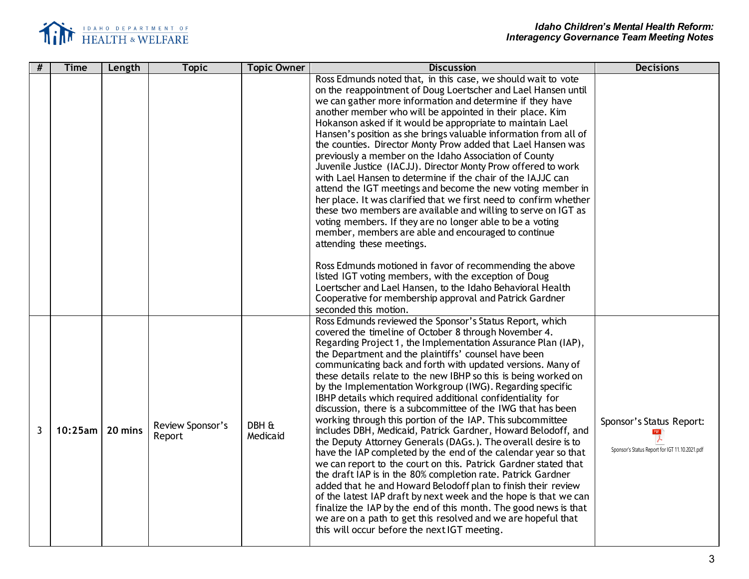| # | Time | Length | Topic | Topic Owner | Discussion | Decisions |
|---|---|---|---|---|---|---|
| | | | | | Ross Edmunds noted that, in this case, we should wait to vote on the reappointment of Doug Loertscher and Lael Hansen until we can gather more information and determine if they have another member who will be appointed in their place. Kim Hokanson asked if it would be appropriate to maintain Lael Hansen's position as she brings valuable information from all of the counties. Director Monty Prow added that Lael Hansen was previously a member on the Idaho Association of County Juvenile Justice (IACJJ). Director Monty Prow offered to work with Lael Hansen to determine if the chair of the IAJJC can attend the IGT meetings and become the new voting member in her place. It was clarified that we first need to confirm whether these two members are available and willing to serve on IGT as voting members. If they are no longer able to be a voting member, members are able and encouraged to continue attending these meetings.<br><br>Ross Edmunds motioned in favor of recommending the above listed IGT voting members, with the exception of Doug Loertscher and Lael Hansen, to the Idaho Behavioral Health Cooperative for membership approval and Patrick Gardner seconded this motion. | |
| 3 | 10:25am | 20 mins | Review Sponsor's Report | DBH & Medicaid | Ross Edmunds reviewed the Sponsor's Status Report, which covered the timeline of October 8 through November 4. Regarding Project 1, the Implementation Assurance Plan (IAP), the Department and the plaintiffs' counsel have been communicating back and forth with updated versions. Many of these details relate to the new IBHP so this is being worked on by the Implementation Workgroup (IWG). Regarding specific IBHP details which required additional confidentiality for discussion, there is a subcommittee of the IWG that has been working through this portion of the IAP. This subcommittee includes DBH, Medicaid, Patrick Gardner, Howard Belodoff, and the Deputy Attorney Generals (DAGs.). The overall desire is to have the IAP completed by the end of the calendar year so that we can report to the court on this. Patrick Gardner stated that the draft IAP is in the 80% completion rate. Patrick Gardner added that he and Howard Belodoff plan to finish their review of the latest IAP draft by next week and the hope is that we can finalize the IAP by the end of this month. The good news is that we are on a path to get this resolved and we are hopeful that this will occur before the next IGT meeting. | Sponsor's Status Report:<br>Sponsor's Status Report for IGT 11.10.2021.pdf |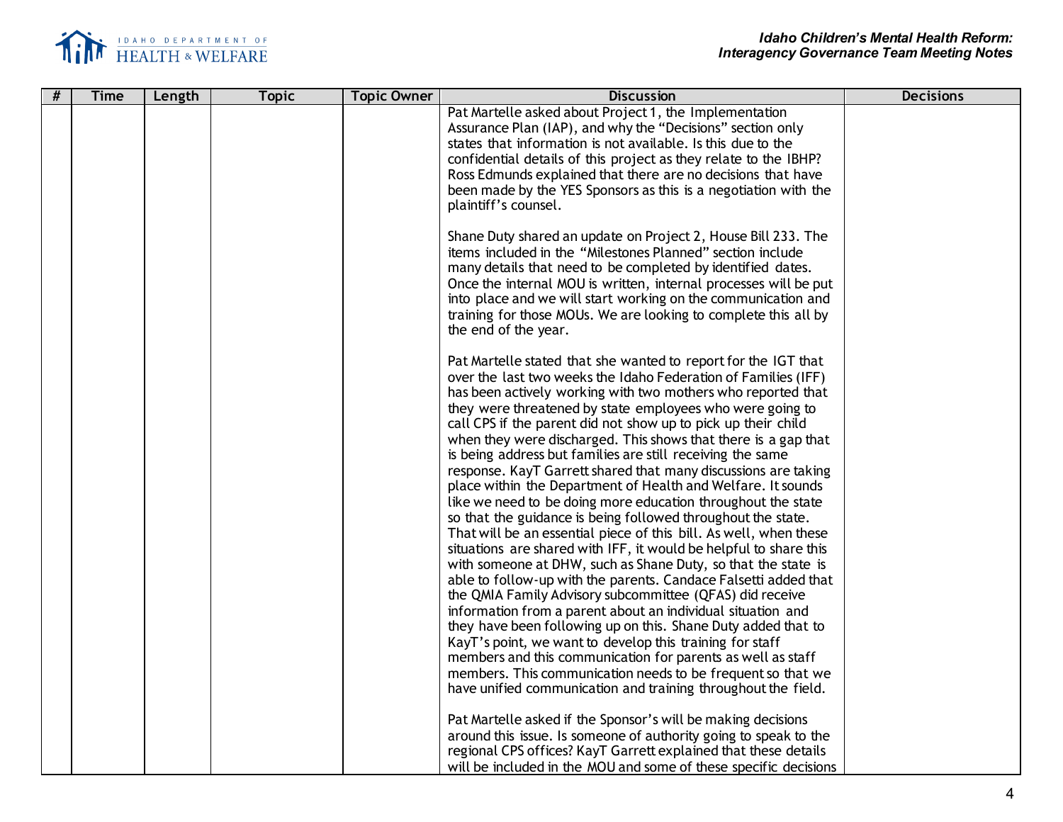| # | Time | Length | Topic | Topic Owner | Discussion | Decisions |
|---|---|---|---|---|---|---|
| | | | | | Pat Martelle asked about Project 1, the Implementation Assurance Plan (IAP), and why the "Decisions" section only states that information is not available. Is this due to the confidential details of this project as they relate to the IBHP? Ross Edmunds explained that there are no decisions that have been made by the YES Sponsors as this is a negotiation with the plaintiff's counsel.<br><br>Shane Duty shared an update on Project 2, House Bill 233. The items included in the "Milestones Planned" section include many details that need to be completed by identified dates. Once the internal MOU is written, internal processes will be put into place and we will start working on the communication and training for those MOUs. We are looking to complete this all by the end of the year.<br><br>Pat Martelle stated that she wanted to report for the IGT that over the last two weeks the Idaho Federation of Families (IFF) has been actively working with two mothers who reported that they were threatened by state employees who were going to call CPS if the parent did not show up to pick up their child when they were discharged. This shows that there is a gap that is being address but families are still receiving the same response. KayT Garrett shared that many discussions are taking place within the Department of Health and Welfare. It sounds like we need to be doing more education throughout the state so that the guidance is being followed throughout the state. That will be an essential piece of this bill. As well, when these situations are shared with IFF, it would be helpful to share this with someone at DHW, such as Shane Duty, so that the state is able to follow-up with the parents. Candace Falsetti added that the QMIA Family Advisory subcommittee (QFAS) did receive information from a parent about an individual situation and they have been following up on this. Shane Duty added that to KayT's point, we want to develop this training for staff members and this communication for parents as well as staff members. This communication needs to be frequent so that we have unified communication and training throughout the field.<br><br>Pat Martelle asked if the Sponsor's will be making decisions around this issue. Is someone of authority going to speak to the regional CPS offices? KayT Garrett explained that these details will be included in the MOU and some of these specific decisions | |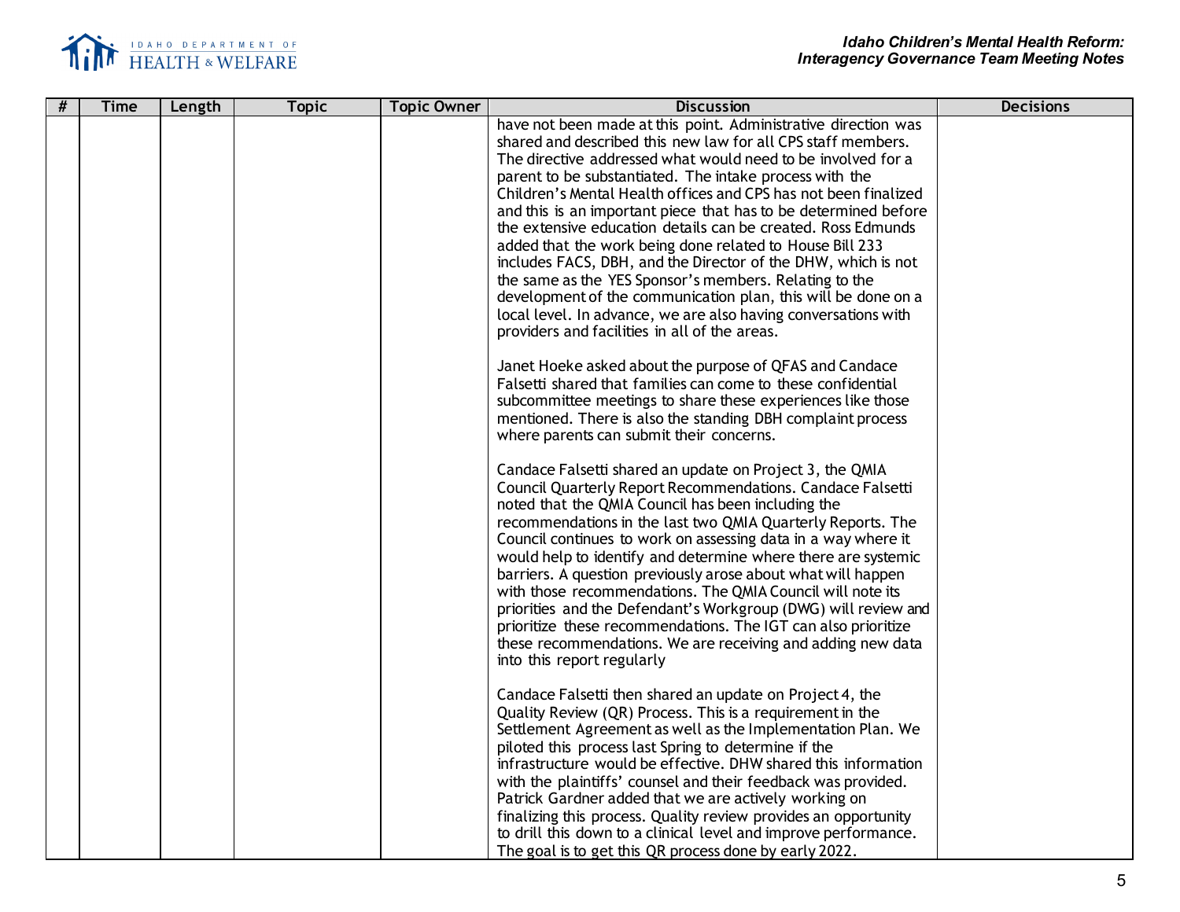| # | Time | Length | Topic | Topic Owner | Discussion | Decisions |
|---|---|---|---|---|---|---|
| | | | | | have not been made at this point. Administrative direction was shared and described this new law for all CPS staff members. The directive addressed what would need to be involved for a parent to be substantiated. The intake process with the Children's Mental Health offices and CPS has not been finalized and this is an important piece that has to be determined before the extensive education details can be created. Ross Edmunds added that the work being done related to House Bill 233 includes FACS, DBH, and the Director of the DHW, which is not the same as the YES Sponsor's members. Relating to the development of the communication plan, this will be done on a local level. In advance, we are also having conversations with providers and facilities in all of the areas.<br><br>Janet Hoeke asked about the purpose of QFAS and Candace Falsetti shared that families can come to these confidential subcommittee meetings to share these experiences like those mentioned. There is also the standing DBH complaint process where parents can submit their concerns.<br><br>Candace Falsetti shared an update on Project 3, the QMIA Council Quarterly Report Recommendations. Candace Falsetti noted that the QMIA Council has been including the recommendations in the last two QMIA Quarterly Reports. The Council continues to work on assessing data in a way where it would help to identify and determine where there are systemic barriers. A question previously arose about what will happen with those recommendations. The QMIA Council will note its priorities and the Defendant's Workgroup (DWG) will review and prioritize these recommendations. The IGT can also prioritize these recommendations. We are receiving and adding new data into this report regularly<br><br>Candace Falsetti then shared an update on Project 4, the Quality Review (QR) Process. This is a requirement in the Settlement Agreement as well as the Implementation Plan. We piloted this process last Spring to determine if the infrastructure would be effective. DHW shared this information with the plaintiffs' counsel and their feedback was provided. Patrick Gardner added that we are actively working on finalizing this process. Quality review provides an opportunity to drill this down to a clinical level and improve performance. The goal is to get this QR process done by early 2022. | |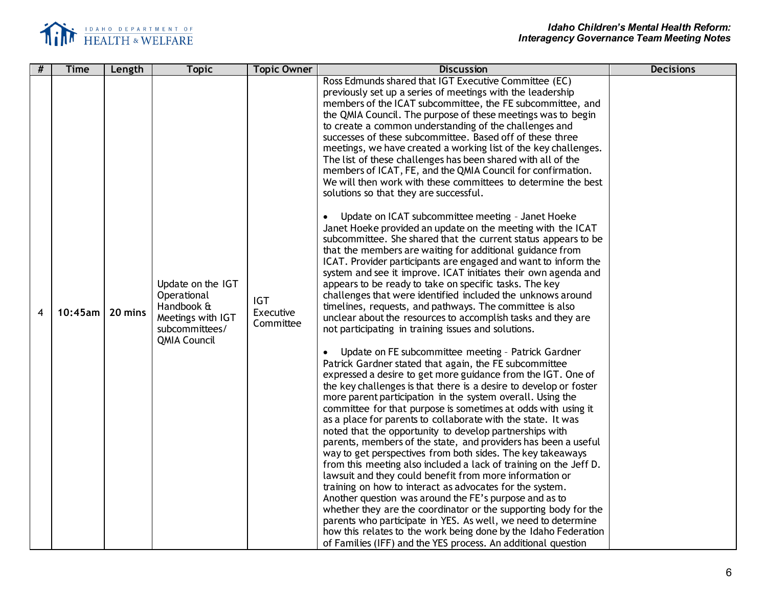| # | Time | Length | Topic | Topic Owner | Discussion | Decisions |
|---|---|---|---|---|---|---|
| 4 | 10:45am | 20 mins | Update on the IGT Operational Handbook & Meetings with IGT subcommittees/ QMIA Council | IGT Executive Committee | Ross Edmunds shared that IGT Executive Committee (EC) previously set up a series of meetings with the leadership members of the ICAT subcommittee, the FE subcommittee, and the QMIA Council. The purpose of these meetings was to begin to create a common understanding of the challenges and successes of these subcommittee. Based off of these three meetings, we have created a working list of the key challenges. The list of these challenges has been shared with all of the members of ICAT, FE, and the QMIA Council for confirmation. We will then work with these committees to determine the best solutions so that they are successful.<br><br>• Update on ICAT subcommittee meeting – Janet Hoeke<br>Janet Hoeke provided an update on the meeting with the ICAT subcommittee. She shared that the current status appears to be that the members are waiting for additional guidance from ICAT. Provider participants are engaged and want to inform the system and see it improve. ICAT initiates their own agenda and appears to be ready to take on specific tasks. The key challenges that were identified included the unknowns around timelines, requests, and pathways. The committee is also unclear about the resources to accomplish tasks and they are not participating in training issues and solutions.<br><br>• Update on FE subcommittee meeting – Patrick Gardner<br>Patrick Gardner stated that again, the FE subcommittee expressed a desire to get more guidance from the IGT. One of the key challenges is that there is a desire to develop or foster more parent participation in the system overall. Using the committee for that purpose is sometimes at odds with using it as a place for parents to collaborate with the state. It was noted that the opportunity to develop partnerships with parents, members of the state, and providers has been a useful way to get perspectives from both sides. The key takeaways from this meeting also included a lack of training on the Jeff D. lawsuit and they could benefit from more information or training on how to interact as advocates for the system. Another question was around the FE's purpose and as to whether they are the coordinator or the supporting body for the parents who participate in YES. As well, we need to determine how this relates to the work being done by the Idaho Federation of Families (IFF) and the YES process. An additional question | |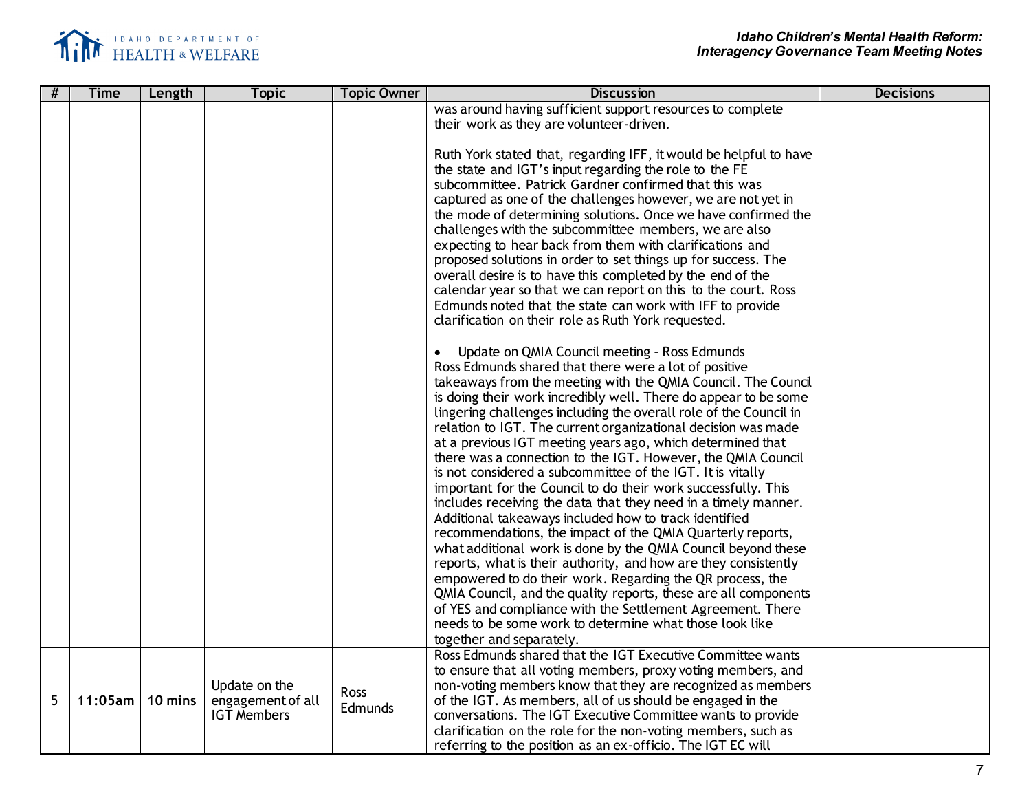| # | Time | Length | Topic | Topic Owner | Discussion | Decisions |
|---|---|---|---|---|---|---|
| | | | | | was around having sufficient support resources to complete their work as they are volunteer-driven.<br><br>Ruth York stated that, regarding IFF, it would be helpful to have the state and IGT's input regarding the role to the FE subcommittee. Patrick Gardner confirmed that this was captured as one of the challenges however, we are not yet in the mode of determining solutions. Once we have confirmed the challenges with the subcommittee members, we are also expecting to hear back from them with clarifications and proposed solutions in order to set things up for success. The overall desire is to have this completed by the end of the calendar year so that we can report on this to the court. Ross Edmunds noted that the state can work with IFF to provide clarification on their role as Ruth York requested.<br><br>• Update on QMIA Council meeting – Ross Edmunds<br>Ross Edmunds shared that there were a lot of positive takeaways from the meeting with the QMIA Council. The Council is doing their work incredibly well. There do appear to be some lingering challenges including the overall role of the Council in relation to IGT. The current organizational decision was made at a previous IGT meeting years ago, which determined that there was a connection to the IGT. However, the QMIA Council is not considered a subcommittee of the IGT. It is vitally important for the Council to do their work successfully. This includes receiving the data that they need in a timely manner. Additional takeaways included how to track identified recommendations, the impact of the QMIA Quarterly reports, what additional work is done by the QMIA Council beyond these reports, what is their authority, and how are they consistently empowered to do their work. Regarding the QR process, the QMIA Council, and the quality reports, these are all components of YES and compliance with the Settlement Agreement. There needs to be some work to determine what those look like together and separately. | |
| 5 | 11:05am | 10 mins | Update on the engagement of all IGT Members | Ross Edmunds | Ross Edmunds shared that the IGT Executive Committee wants to ensure that all voting members, proxy voting members, and non-voting members know that they are recognized as members of the IGT. As members, all of us should be engaged in the conversations. The IGT Executive Committee wants to provide clarification on the role for the non-voting members, such as referring to the position as an ex-officio. The IGT EC will | |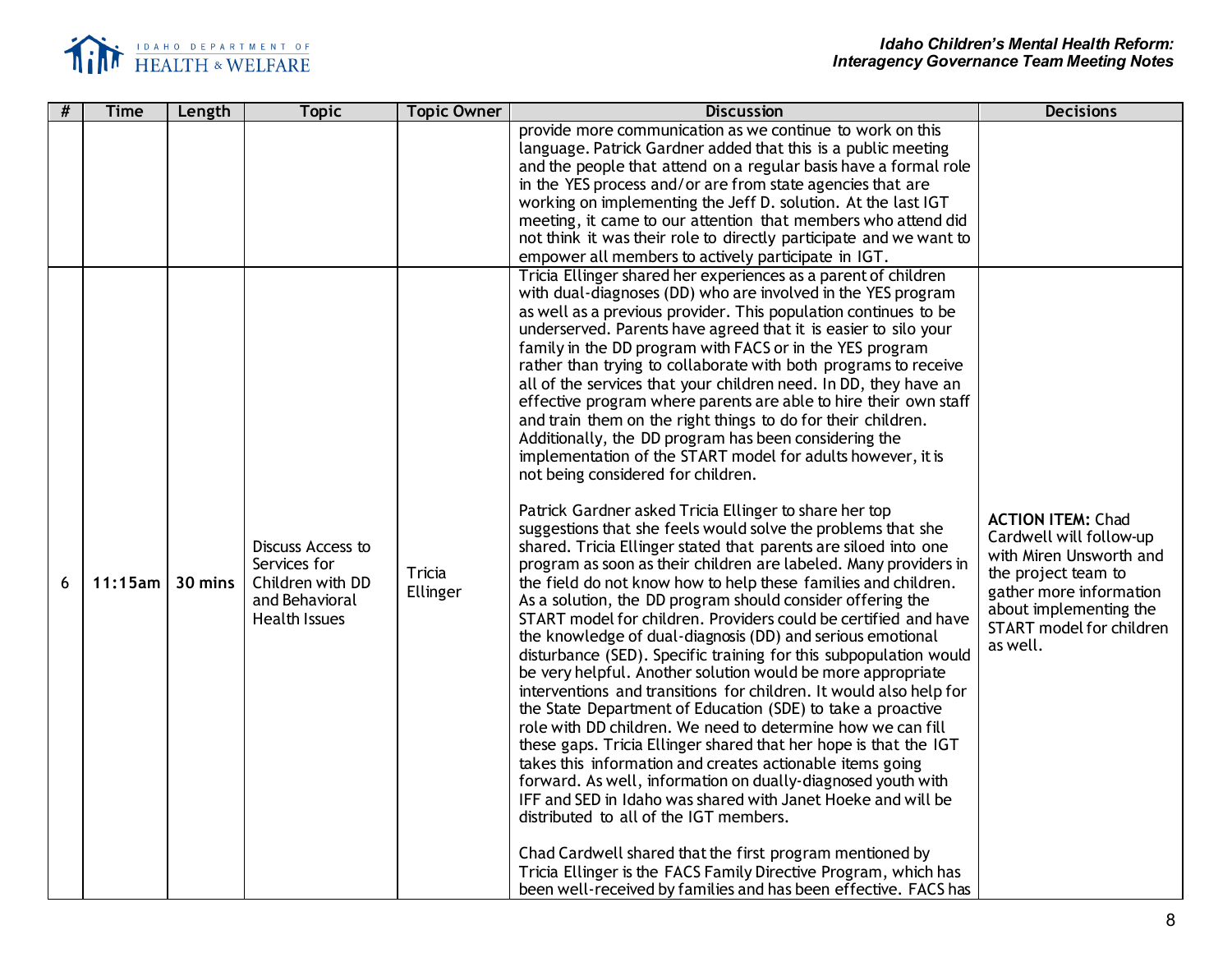| # | Time | Length | Topic | Topic Owner | Discussion | Decisions |
|---|---|---|---|---|---|---|
| | | | | | provide more communication as we continue to work on this language. Patrick Gardner added that this is a public meeting and the people that attend on a regular basis have a formal role in the YES process and/or are from state agencies that are working on implementing the Jeff D. solution. At the last IGT meeting, it came to our attention that members who attend did not think it was their role to directly participate and we want to empower all members to actively participate in IGT. | |
| 6 | 11:15am | 30 mins | Discuss Access to Services for Children with DD and Behavioral Health Issues | Tricia Ellinger | Tricia Ellinger shared her experiences as a parent of children with dual-diagnoses (DD) who are involved in the YES program as well as a previous provider. This population continues to be underserved. Parents have agreed that it is easier to silo your family in the DD program with FACS or in the YES program rather than trying to collaborate with both programs to receive all of the services that your children need. In DD, they have an effective program where parents are able to hire their own staff and train them on the right things to do for their children. Additionally, the DD program has been considering the implementation of the START model for adults however, it is not being considered for children.<br><br>Patrick Gardner asked Tricia Ellinger to share her top suggestions that she feels would solve the problems that she shared. Tricia Ellinger stated that parents are siloed into one program as soon as their children are labeled. Many providers in the field do not know how to help these families and children. As a solution, the DD program should consider offering the START model for children. Providers could be certified and have the knowledge of dual-diagnosis (DD) and serious emotional disturbance (SED). Specific training for this subpopulation would be very helpful. Another solution would be more appropriate interventions and transitions for children. It would also help for the State Department of Education (SDE) to take a proactive role with DD children. We need to determine how we can fill these gaps. Tricia Ellinger shared that her hope is that the IGT takes this information and creates actionable items going forward. As well, information on dually-diagnosed youth with IFF and SED in Idaho was shared with Janet Hoeke and will be distributed to all of the IGT members.<br><br>Chad Cardwell shared that the first program mentioned by Tricia Ellinger is the FACS Family Directive Program, which has been well-received by families and has been effective. FACS has | **ACTION ITEM:** Chad Cardwell will follow-up with Miren Unsworth and the project team to gather more information about implementing the START model for children as well. |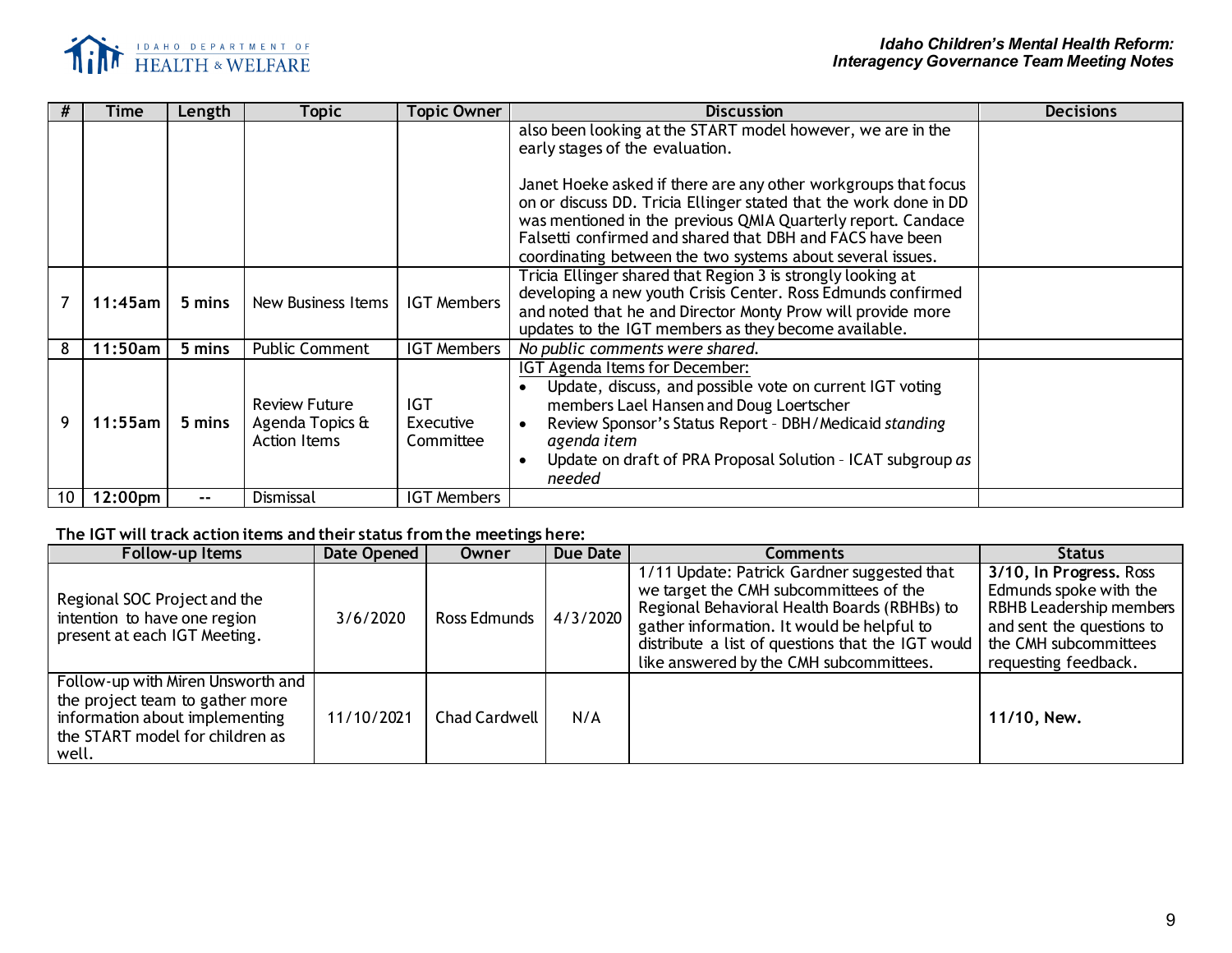| # | Time | Length | Topic | Topic Owner | Discussion | Decisions |
|---|---|---|---|---|---|---|
| | | | | | also been looking at the START model however, we are in the early stages of the evaluation.<br><br>Janet Hoeke asked if there are any other workgroups that focus on or discuss DD. Tricia Ellinger stated that the work done in DD was mentioned in the previous QMIA Quarterly report. Candace Falsetti confirmed and shared that DBH and FACS have been coordinating between the two systems about several issues. | |
| 7 | 11:45am | 5 mins | New Business Items | IGT Members | Tricia Ellinger shared that Region 3 is strongly looking at developing a new youth Crisis Center. Ross Edmunds confirmed and noted that he and Director Monty Prow will provide more updates to the IGT members as they become available. | |
| 8 | 11:50am | 5 mins | Public Comment | IGT Members | *No public comments were shared.* | |
| 9 | 11:55am | 5 mins | Review Future Agenda Topics & Action Items | IGT Executive Committee | IGT Agenda Items for December:<br>• Update, discuss, and possible vote on current IGT voting members Lael Hansen and Doug Loertscher<br>• Review Sponsor's Status Report - DBH/Medicaid *standing agenda item*<br>• Update on draft of PRA Proposal Solution - ICAT subgroup *as needed* | |
| 10 | 12:00pm | -- | Dismissal | IGT Members | | |

**The IGT will track action items and their status from the meetings here:**

| Follow-up Items | Date Opened | Owner | Due Date | Comments | Status |
|---|---|---|---|---|---|
| Regional SOC Project and the intention to have one region present at each IGT Meeting. | 3/6/2020 | Ross Edmunds | 4/3/2020 | 1/11 Update: Patrick Gardner suggested that we target the CMH subcommittees of the Regional Behavioral Health Boards (RBHBs) to gather information. It would be helpful to distribute a list of questions that the IGT would like answered by the CMH subcommittees. | **3/10, In Progress.** Ross Edmunds spoke with the RBHB Leadership members and sent the questions to the CMH subcommittees requesting feedback. |
| Follow-up with Miren Unsworth and the project team to gather more information about implementing the START model for children as well. | 11/10/2021 | Chad Cardwell | N/A | | **11/10, New.** |